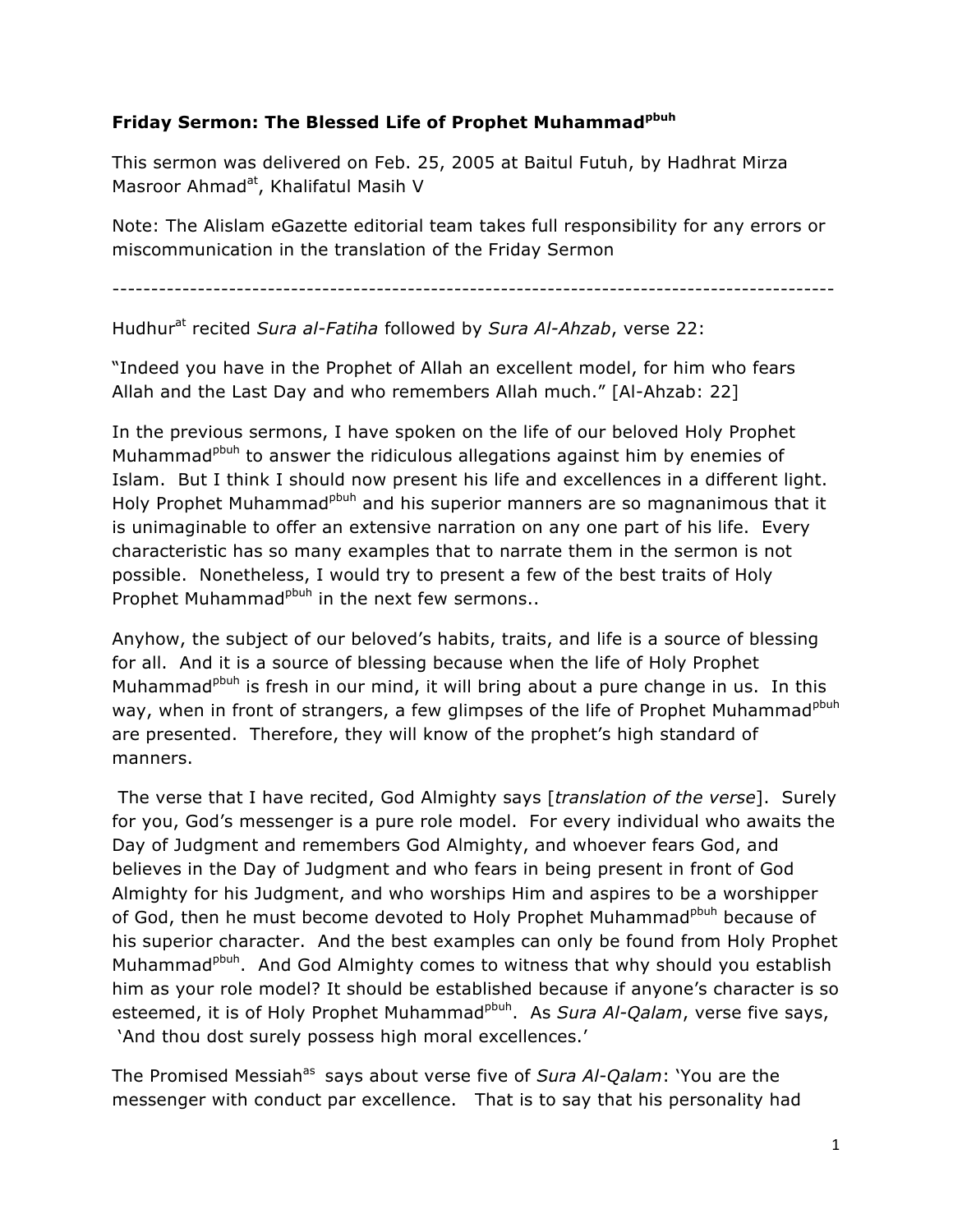**Friday Sermon: The Blessed Life of Prophet Muhammad[pbuh]**

This sermon was delivered on Feb. 25, 2005 at Baitul Futuh, by Hadhrat Mirza Masroor Ahmad[at], Khalifatul Masih V

Note: The Alislam eGazette editorial team takes full responsibility for any errors or miscommunication in the translation of the Friday Sermon

---

Hudhur[at] recited *Sura al-Fatiha* followed by *Sura Al-Ahzab*, verse 22:

"Indeed you have in the Prophet of Allah an excellent model, for him who fears Allah and the Last Day and who remembers Allah much." [Al-Ahzab: 22]

In the previous sermons, I have spoken on the life of our beloved Holy Prophet Muhammad[pbuh] to answer the ridiculous allegations against him by enemies of Islam. But I think I should now present his life and excellences in a different light. Holy Prophet Muhammad[pbuh] and his superior manners are so magnanimous that it is unimaginable to offer an extensive narration on any one part of his life. Every characteristic has so many examples that to narrate them in the sermon is not possible. Nonetheless, I would try to present a few of the best traits of Holy Prophet Muhammad[pbuh] in the next few sermons..

Anyhow, the subject of our beloved's habits, traits, and life is a source of blessing for all. And it is a source of blessing because when the life of Holy Prophet Muhammad[pbuh] is fresh in our mind, it will bring about a pure change in us. In this way, when in front of strangers, a few glimpses of the life of Prophet Muhammad[pbuh] are presented. Therefore, they will know of the prophet's high standard of manners.

The verse that I have recited, God Almighty says [*translation of the verse*]. Surely for you, God's messenger is a pure role model. For every individual who awaits the Day of Judgment and remembers God Almighty, and whoever fears God, and believes in the Day of Judgment and who fears in being present in front of God Almighty for his Judgment, and who worships Him and aspires to be a worshipper of God, then he must become devoted to Holy Prophet Muhammad[pbuh] because of his superior character. And the best examples can only be found from Holy Prophet Muhammad[pbuh]. And God Almighty comes to witness that why should you establish him as your role model? It should be established because if anyone's character is so esteemed, it is of Holy Prophet Muhammad[pbuh]. As *Sura Al-Qalam*, verse five says, 'And thou dost surely possess high moral excellences.'

The Promised Messiah[as] says about verse five of *Sura Al-Qalam*: 'You are the messenger with conduct par excellence. That is to say that his personality had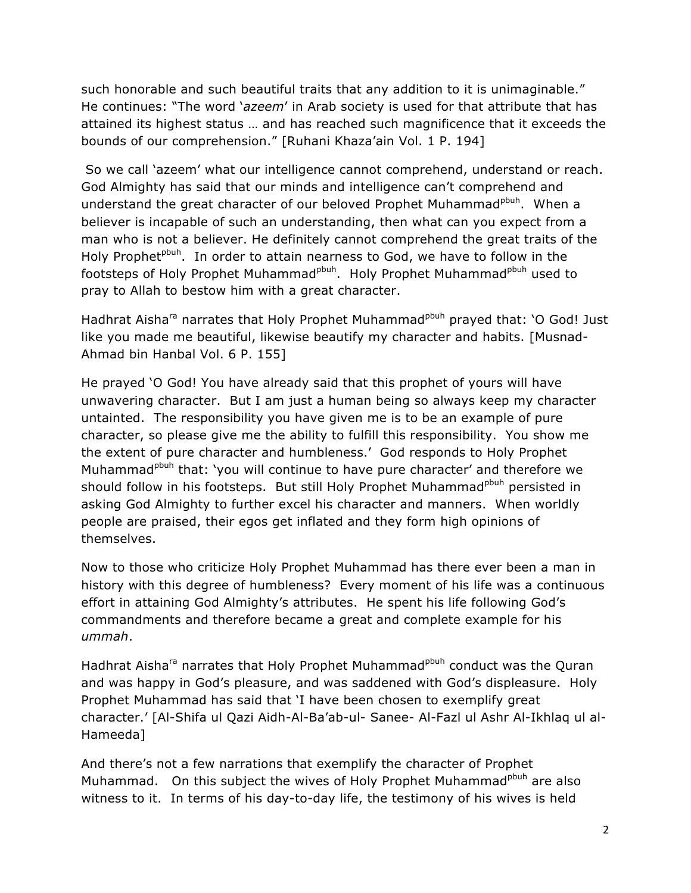such honorable and such beautiful traits that any addition to it is unimaginable." He continues: "The word '*azeem*' in Arab society is used for that attribute that has attained its highest status … and has reached such magnificence that it exceeds the bounds of our comprehension." [Ruhani Khaza'ain Vol. 1 P. 194]

So we call 'azeem' what our intelligence cannot comprehend, understand or reach. God Almighty has said that our minds and intelligence can't comprehend and understand the great character of our beloved Prophet Muhammad[pbuh]. When a believer is incapable of such an understanding, then what can you expect from a man who is not a believer. He definitely cannot comprehend the great traits of the Holy Prophet[pbuh]. In order to attain nearness to God, we have to follow in the footsteps of Holy Prophet Muhammad[pbuh]. Holy Prophet Muhammad[pbuh] used to pray to Allah to bestow him with a great character.

Hadhrat Aisha[ra] narrates that Holy Prophet Muhammad[pbuh] prayed that: 'O God! Just like you made me beautiful, likewise beautify my character and habits. [Musnad-Ahmad bin Hanbal Vol. 6 P. 155]

He prayed 'O God! You have already said that this prophet of yours will have unwavering character. But I am just a human being so always keep my character untainted. The responsibility you have given me is to be an example of pure character, so please give me the ability to fulfill this responsibility. You show me the extent of pure character and humbleness.' God responds to Holy Prophet Muhammad[pbuh] that: 'you will continue to have pure character' and therefore we should follow in his footsteps. But still Holy Prophet Muhammad[pbuh] persisted in asking God Almighty to further excel his character and manners. When worldly people are praised, their egos get inflated and they form high opinions of themselves.

Now to those who criticize Holy Prophet Muhammad has there ever been a man in history with this degree of humbleness? Every moment of his life was a continuous effort in attaining God Almighty's attributes. He spent his life following God's commandments and therefore became a great and complete example for his *ummah*.

Hadhrat Aisha[ra] narrates that Holy Prophet Muhammad[pbuh] conduct was the Quran and was happy in God's pleasure, and was saddened with God's displeasure. Holy Prophet Muhammad has said that 'I have been chosen to exemplify great character.' [Al-Shifa ul Qazi Aidh-Al-Ba'ab-ul- Sanee- Al-Fazl ul Ashr Al-Ikhlaq ul al-Hameeda]

And there's not a few narrations that exemplify the character of Prophet Muhammad. On this subject the wives of Holy Prophet Muhammad[pbuh] are also witness to it. In terms of his day-to-day life, the testimony of his wives is held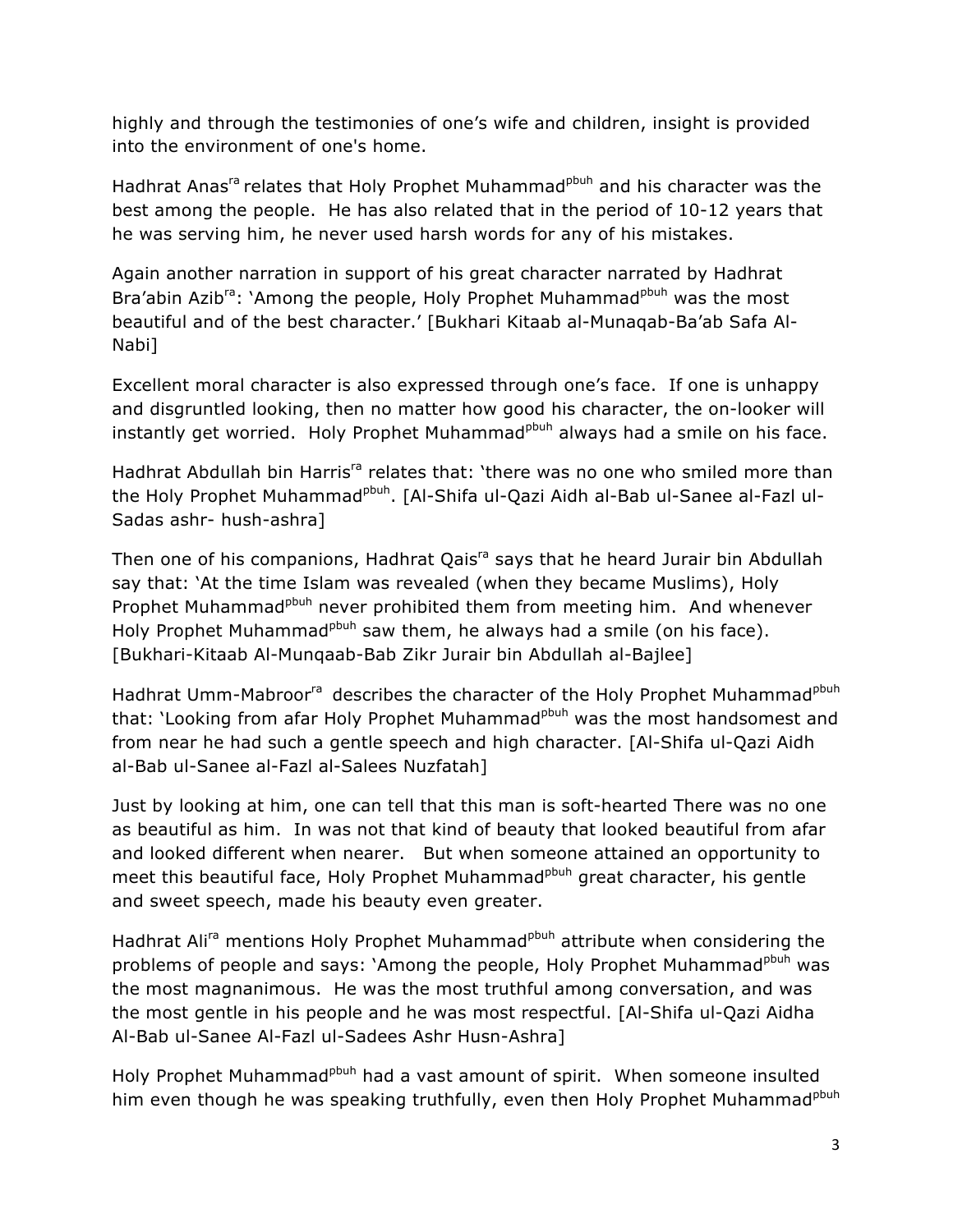highly and through the testimonies of one's wife and children, insight is provided into the environment of one's home.

Hadhrat Anas[ra] relates that Holy Prophet Muhammad[pbuh] and his character was the best among the people. He has also related that in the period of 10-12 years that he was serving him, he never used harsh words for any of his mistakes.

Again another narration in support of his great character narrated by Hadhrat Bra'abin Azib[ra]: 'Among the people, Holy Prophet Muhammad[pbuh] was the most beautiful and of the best character.' [Bukhari Kitaab al-Munaqab-Ba'ab Safa Al-Nabi]

Excellent moral character is also expressed through one's face. If one is unhappy and disgruntled looking, then no matter how good his character, the on-looker will instantly get worried. Holy Prophet Muhammad[pbuh] always had a smile on his face.

Hadhrat Abdullah bin Harris[ra] relates that: 'there was no one who smiled more than the Holy Prophet Muhammad[pbuh]. [Al-Shifa ul-Qazi Aidh al-Bab ul-Sanee al-Fazl ul-Sadas ashr- hush-ashra]

Then one of his companions, Hadhrat Qais[ra] says that he heard Jurair bin Abdullah say that: 'At the time Islam was revealed (when they became Muslims), Holy Prophet Muhammad[pbuh] never prohibited them from meeting him. And whenever Holy Prophet Muhammad[pbuh] saw them, he always had a smile (on his face). [Bukhari-Kitaab Al-Munqaab-Bab Zikr Jurair bin Abdullah al-Bajlee]

Hadhrat Umm-Mabroor[ra] describes the character of the Holy Prophet Muhammad[pbuh] that: 'Looking from afar Holy Prophet Muhammad[pbuh] was the most handsomest and from near he had such a gentle speech and high character. [Al-Shifa ul-Qazi Aidh al-Bab ul-Sanee al-Fazl al-Salees Nuzfatah]

Just by looking at him, one can tell that this man is soft-hearted There was no one as beautiful as him. In was not that kind of beauty that looked beautiful from afar and looked different when nearer. But when someone attained an opportunity to meet this beautiful face, Holy Prophet Muhammad[pbuh] great character, his gentle and sweet speech, made his beauty even greater.

Hadhrat Ali[ra] mentions Holy Prophet Muhammad[pbuh] attribute when considering the problems of people and says: 'Among the people, Holy Prophet Muhammad[pbuh] was the most magnanimous. He was the most truthful among conversation, and was the most gentle in his people and he was most respectful. [Al-Shifa ul-Qazi Aidha Al-Bab ul-Sanee Al-Fazl ul-Sadees Ashr Husn-Ashra]

Holy Prophet Muhammad[pbuh] had a vast amount of spirit. When someone insulted him even though he was speaking truthfully, even then Holy Prophet Muhammad[pbuh]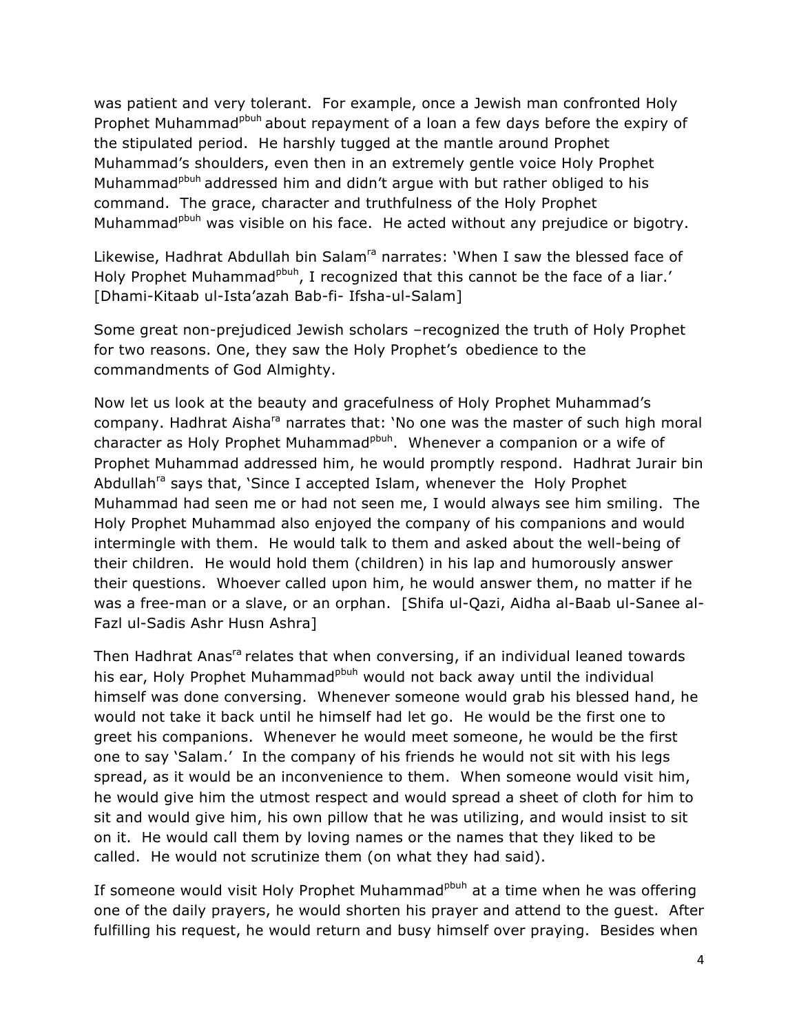was patient and very tolerant. For example, once a Jewish man confronted Holy Prophet Muhammad[pbuh] about repayment of a loan a few days before the expiry of the stipulated period. He harshly tugged at the mantle around Prophet Muhammad's shoulders, even then in an extremely gentle voice Holy Prophet Muhammad[pbuh] addressed him and didn't argue with but rather obliged to his command. The grace, character and truthfulness of the Holy Prophet Muhammad[pbuh] was visible on his face. He acted without any prejudice or bigotry.

Likewise, Hadhrat Abdullah bin Salam[ra] narrates: 'When I saw the blessed face of Holy Prophet Muhammad[pbuh], I recognized that this cannot be the face of a liar.' [Dhami-Kitaab ul-Ista'azah Bab-fi- Ifsha-ul-Salam]

Some great non-prejudiced Jewish scholars –recognized the truth of Holy Prophet for two reasons. One, they saw the Holy Prophet's obedience to the commandments of God Almighty.

Now let us look at the beauty and gracefulness of Holy Prophet Muhammad's company. Hadhrat Aisha[ra] narrates that: 'No one was the master of such high moral character as Holy Prophet Muhammad[pbuh]. Whenever a companion or a wife of Prophet Muhammad addressed him, he would promptly respond. Hadhrat Jurair bin Abdullah[ra] says that, 'Since I accepted Islam, whenever the Holy Prophet Muhammad had seen me or had not seen me, I would always see him smiling. The Holy Prophet Muhammad also enjoyed the company of his companions and would intermingle with them. He would talk to them and asked about the well-being of their children. He would hold them (children) in his lap and humorously answer their questions. Whoever called upon him, he would answer them, no matter if he was a free-man or a slave, or an orphan. [Shifa ul-Qazi, Aidha al-Baab ul-Sanee al-Fazl ul-Sadis Ashr Husn Ashra]

Then Hadhrat Anas[ra] relates that when conversing, if an individual leaned towards his ear, Holy Prophet Muhammad[pbuh] would not back away until the individual himself was done conversing. Whenever someone would grab his blessed hand, he would not take it back until he himself had let go. He would be the first one to greet his companions. Whenever he would meet someone, he would be the first one to say 'Salam.' In the company of his friends he would not sit with his legs spread, as it would be an inconvenience to them. When someone would visit him, he would give him the utmost respect and would spread a sheet of cloth for him to sit and would give him, his own pillow that he was utilizing, and would insist to sit on it. He would call them by loving names or the names that they liked to be called. He would not scrutinize them (on what they had said).

If someone would visit Holy Prophet Muhammad[pbuh] at a time when he was offering one of the daily prayers, he would shorten his prayer and attend to the guest. After fulfilling his request, he would return and busy himself over praying. Besides when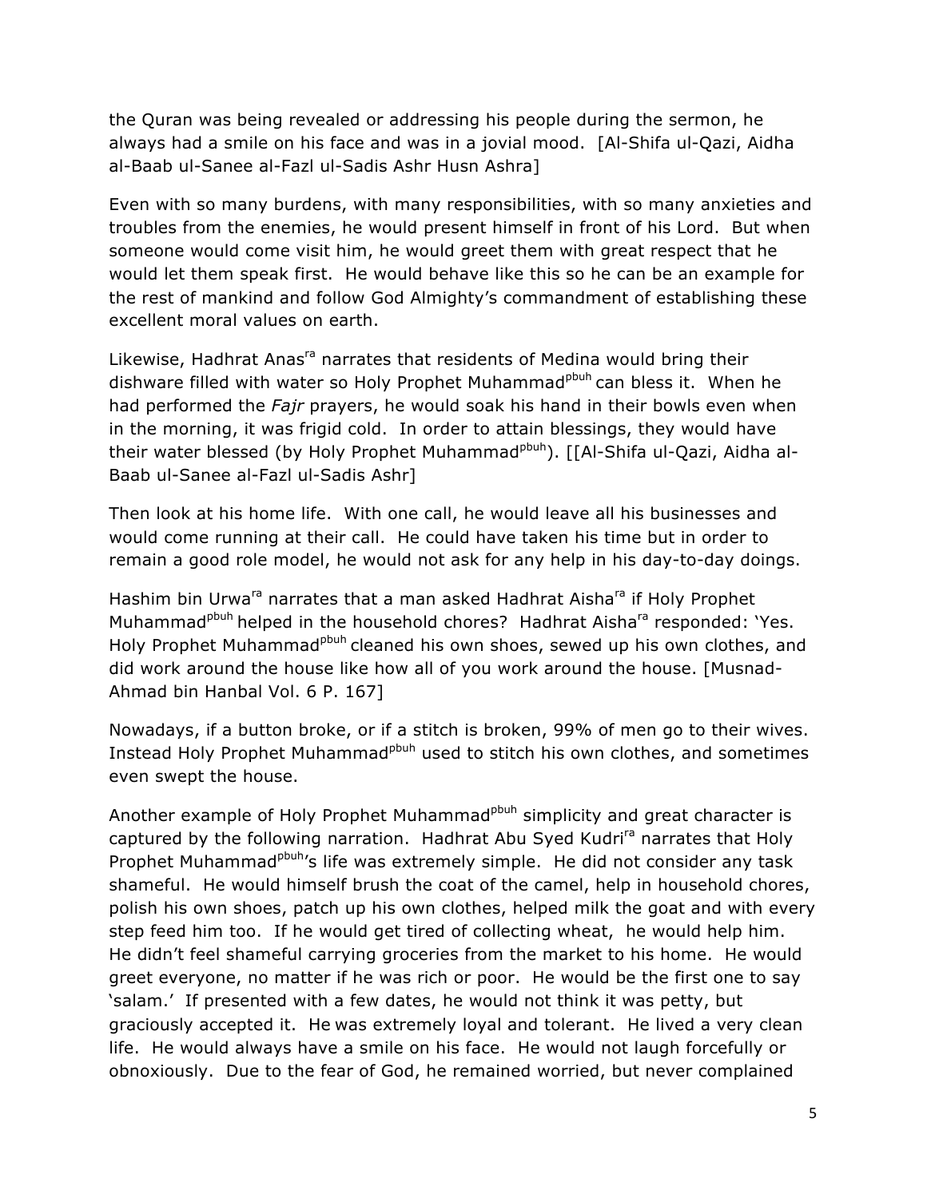the Quran was being revealed or addressing his people during the sermon, he always had a smile on his face and was in a jovial mood. [Al-Shifa ul-Qazi, Aidha al-Baab ul-Sanee al-Fazl ul-Sadis Ashr Husn Ashra]

Even with so many burdens, with many responsibilities, with so many anxieties and troubles from the enemies, he would present himself in front of his Lord. But when someone would come visit him, he would greet them with great respect that he would let them speak first. He would behave like this so he can be an example for the rest of mankind and follow God Almighty's commandment of establishing these excellent moral values on earth.

Likewise, Hadhrat Anas[ra] narrates that residents of Medina would bring their dishware filled with water so Holy Prophet Muhammad[pbuh] can bless it. When he had performed the *Fajr* prayers, he would soak his hand in their bowls even when in the morning, it was frigid cold. In order to attain blessings, they would have their water blessed (by Holy Prophet Muhammad[pbuh]). [[Al-Shifa ul-Qazi, Aidha al-Baab ul-Sanee al-Fazl ul-Sadis Ashr]

Then look at his home life. With one call, he would leave all his businesses and would come running at their call. He could have taken his time but in order to remain a good role model, he would not ask for any help in his day-to-day doings.

Hashim bin Urwa[ra] narrates that a man asked Hadhrat Aisha[ra] if Holy Prophet Muhammad[pbuh] helped in the household chores? Hadhrat Aisha[ra] responded: 'Yes. Holy Prophet Muhammad[pbuh] cleaned his own shoes, sewed up his own clothes, and did work around the house like how all of you work around the house. [Musnad-Ahmad bin Hanbal Vol. 6 P. 167]

Nowadays, if a button broke, or if a stitch is broken, 99% of men go to their wives. Instead Holy Prophet Muhammad[pbuh] used to stitch his own clothes, and sometimes even swept the house.

Another example of Holy Prophet Muhammad[pbuh] simplicity and great character is captured by the following narration. Hadhrat Abu Syed Kudri[ra] narrates that Holy Prophet Muhammad[pbuh]'s life was extremely simple. He did not consider any task shameful. He would himself brush the coat of the camel, help in household chores, polish his own shoes, patch up his own clothes, helped milk the goat and with every step feed him too. If he would get tired of collecting wheat, he would help him. He didn't feel shameful carrying groceries from the market to his home. He would greet everyone, no matter if he was rich or poor. He would be the first one to say 'salam.' If presented with a few dates, he would not think it was petty, but graciously accepted it. He was extremely loyal and tolerant. He lived a very clean life. He would always have a smile on his face. He would not laugh forcefully or obnoxiously. Due to the fear of God, he remained worried, but never complained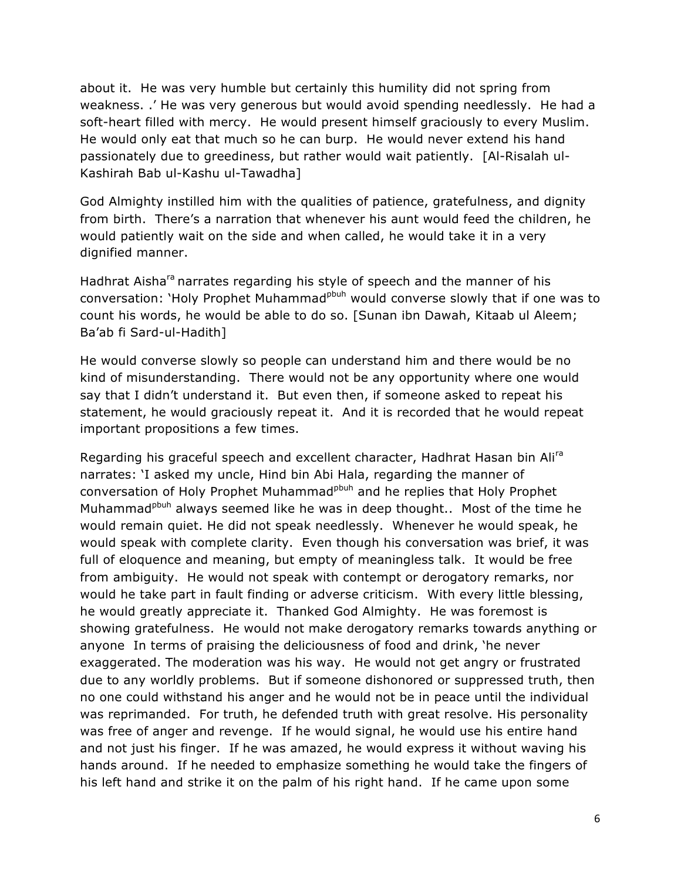about it. He was very humble but certainly this humility did not spring from weakness. .' He was very generous but would avoid spending needlessly. He had a soft-heart filled with mercy. He would present himself graciously to every Muslim. He would only eat that much so he can burp. He would never extend his hand passionately due to greediness, but rather would wait patiently. [Al-Risalah ul-Kashirah Bab ul-Kashu ul-Tawadha]

God Almighty instilled him with the qualities of patience, gratefulness, and dignity from birth. There's a narration that whenever his aunt would feed the children, he would patiently wait on the side and when called, he would take it in a very dignified manner.

Hadhrat Aisha[ra] narrates regarding his style of speech and the manner of his conversation: 'Holy Prophet Muhammad[pbuh] would converse slowly that if one was to count his words, he would be able to do so. [Sunan ibn Dawah, Kitaab ul Aleem; Ba'ab fi Sard-ul-Hadith]

He would converse slowly so people can understand him and there would be no kind of misunderstanding. There would not be any opportunity where one would say that I didn't understand it. But even then, if someone asked to repeat his statement, he would graciously repeat it. And it is recorded that he would repeat important propositions a few times.

Regarding his graceful speech and excellent character, Hadhrat Hasan bin Ali[ra] narrates: 'I asked my uncle, Hind bin Abi Hala, regarding the manner of conversation of Holy Prophet Muhammad[pbuh] and he replies that Holy Prophet Muhammad[pbuh] always seemed like he was in deep thought.. Most of the time he would remain quiet. He did not speak needlessly. Whenever he would speak, he would speak with complete clarity. Even though his conversation was brief, it was full of eloquence and meaning, but empty of meaningless talk. It would be free from ambiguity. He would not speak with contempt or derogatory remarks, nor would he take part in fault finding or adverse criticism. With every little blessing, he would greatly appreciate it. Thanked God Almighty. He was foremost is showing gratefulness. He would not make derogatory remarks towards anything or anyone In terms of praising the deliciousness of food and drink, 'he never exaggerated. The moderation was his way. He would not get angry or frustrated due to any worldly problems. But if someone dishonored or suppressed truth, then no one could withstand his anger and he would not be in peace until the individual was reprimanded. For truth, he defended truth with great resolve. His personality was free of anger and revenge. If he would signal, he would use his entire hand and not just his finger. If he was amazed, he would express it without waving his hands around. If he needed to emphasize something he would take the fingers of his left hand and strike it on the palm of his right hand. If he came upon some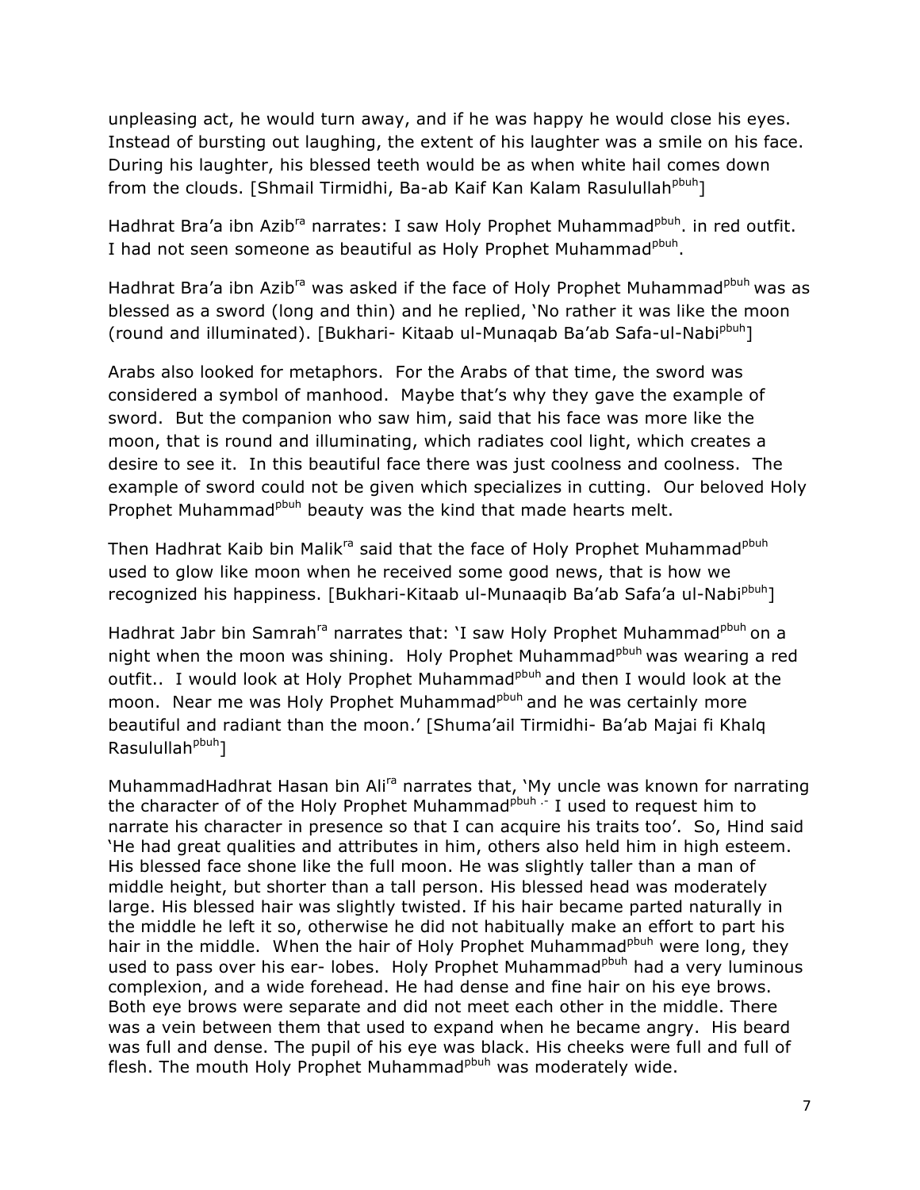unpleasing act, he would turn away, and if he was happy he would close his eyes. Instead of bursting out laughing, the extent of his laughter was a smile on his face. During his laughter, his blessed teeth would be as when white hail comes down from the clouds. [Shmail Tirmidhi, Ba-ab Kaif Kan Kalam Rasulullah[pbuh]]

Hadhrat Bra'a ibn Azib[ra] narrates: I saw Holy Prophet Muhammad[pbuh]. in red outfit. I had not seen someone as beautiful as Holy Prophet Muhammad[pbuh].

Hadhrat Bra'a ibn Azib[ra] was asked if the face of Holy Prophet Muhammad[pbuh] was as blessed as a sword (long and thin) and he replied, 'No rather it was like the moon (round and illuminated). [Bukhari- Kitaab ul-Munaqab Ba'ab Safa-ul-Nabi[pbuh]]

Arabs also looked for metaphors. For the Arabs of that time, the sword was considered a symbol of manhood. Maybe that's why they gave the example of sword. But the companion who saw him, said that his face was more like the moon, that is round and illuminating, which radiates cool light, which creates a desire to see it. In this beautiful face there was just coolness and coolness. The example of sword could not be given which specializes in cutting. Our beloved Holy Prophet Muhammad[pbuh] beauty was the kind that made hearts melt.

Then Hadhrat Kaib bin Malik[ra] said that the face of Holy Prophet Muhammad[pbuh] used to glow like moon when he received some good news, that is how we recognized his happiness. [Bukhari-Kitaab ul-Munaaqib Ba'ab Safa'a ul-Nabi[pbuh]]

Hadhrat Jabr bin Samrah[ra] narrates that: 'I saw Holy Prophet Muhammad[pbuh] on a night when the moon was shining. Holy Prophet Muhammad[pbuh] was wearing a red outfit.. I would look at Holy Prophet Muhammad[pbuh] and then I would look at the moon. Near me was Holy Prophet Muhammad[pbuh] and he was certainly more beautiful and radiant than the moon.' [Shuma'ail Tirmidhi- Ba'ab Majai fi Khalq Rasulullah[pbuh]]

MuhammadHadhrat Hasan bin Ali[ra] narrates that, 'My uncle was known for narrating the character of of the Holy Prophet Muhammad[pbuh] .- I used to request him to narrate his character in presence so that I can acquire his traits too'. So, Hind said 'He had great qualities and attributes in him, others also held him in high esteem. His blessed face shone like the full moon. He was slightly taller than a man of middle height, but shorter than a tall person. His blessed head was moderately large. His blessed hair was slightly twisted. If his hair became parted naturally in the middle he left it so, otherwise he did not habitually make an effort to part his hair in the middle. When the hair of Holy Prophet Muhammad[pbuh] were long, they used to pass over his ear- lobes. Holy Prophet Muhammad[pbuh] had a very luminous complexion, and a wide forehead. He had dense and fine hair on his eye brows. Both eye brows were separate and did not meet each other in the middle. There was a vein between them that used to expand when he became angry. His beard was full and dense. The pupil of his eye was black. His cheeks were full and full of flesh. The mouth Holy Prophet Muhammad[pbuh] was moderately wide.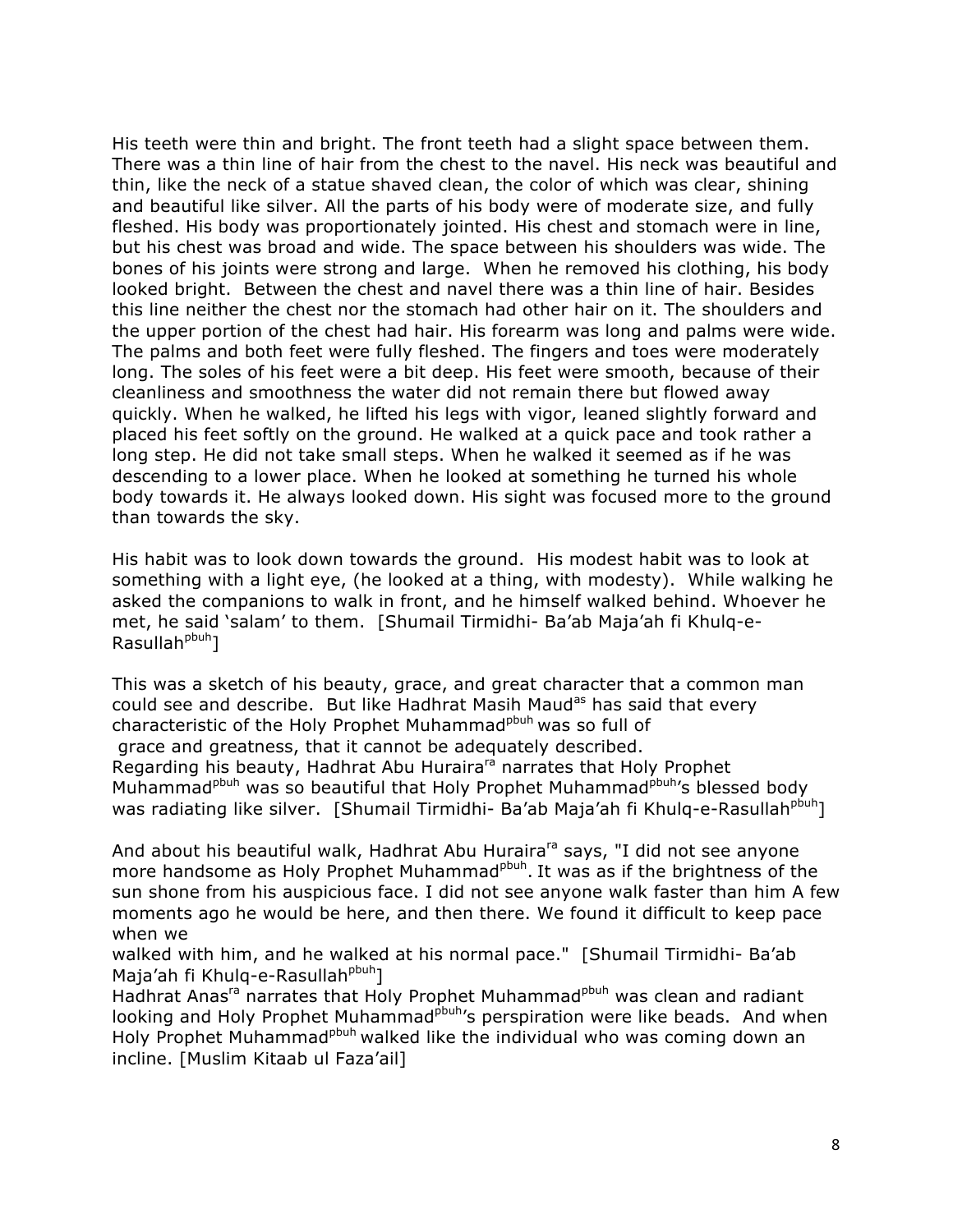His teeth were thin and bright. The front teeth had a slight space between them. There was a thin line of hair from the chest to the navel. His neck was beautiful and thin, like the neck of a statue shaved clean, the color of which was clear, shining and beautiful like silver. All the parts of his body were of moderate size, and fully fleshed. His body was proportionately jointed. His chest and stomach were in line, but his chest was broad and wide. The space between his shoulders was wide. The bones of his joints were strong and large. When he removed his clothing, his body looked bright. Between the chest and navel there was a thin line of hair. Besides this line neither the chest nor the stomach had other hair on it. The shoulders and the upper portion of the chest had hair. His forearm was long and palms were wide. The palms and both feet were fully fleshed. The fingers and toes were moderately long. The soles of his feet were a bit deep. His feet were smooth, because of their cleanliness and smoothness the water did not remain there but flowed away quickly. When he walked, he lifted his legs with vigor, leaned slightly forward and placed his feet softly on the ground. He walked at a quick pace and took rather a long step. He did not take small steps. When he walked it seemed as if he was descending to a lower place. When he looked at something he turned his whole body towards it. He always looked down. His sight was focused more to the ground than towards the sky.

His habit was to look down towards the ground. His modest habit was to look at something with a light eye, (he looked at a thing, with modesty). While walking he asked the companions to walk in front, and he himself walked behind. Whoever he met, he said 'salam' to them. [Shumail Tirmidhi- Ba'ab Maja'ah fi Khulq-e-Rasullah[pbuh]]

This was a sketch of his beauty, grace, and great character that a common man could see and describe. But like Hadhrat Masih Maud[as] has said that every characteristic of the Holy Prophet Muhammad[pbuh] was so full of grace and greatness, that it cannot be adequately described.
Regarding his beauty, Hadhrat Abu Huraira[ra] narrates that Holy Prophet Muhammad[pbuh] was so beautiful that Holy Prophet Muhammad[pbuh]'s blessed body was radiating like silver. [Shumail Tirmidhi- Ba'ab Maja'ah fi Khulq-e-Rasullah[pbuh]]

And about his beautiful walk, Hadhrat Abu Huraira[ra] says, "I did not see anyone more handsome as Holy Prophet Muhammad[pbuh]. It was as if the brightness of the sun shone from his auspicious face. I did not see anyone walk faster than him A few moments ago he would be here, and then there. We found it difficult to keep pace when we walked with him, and he walked at his normal pace." [Shumail Tirmidhi- Ba'ab Maja'ah fi Khulq-e-Rasullah[pbuh]]
Hadhrat Anas[ra] narrates that Holy Prophet Muhammad[pbuh] was clean and radiant looking and Holy Prophet Muhammad[pbuh]'s perspiration were like beads. And when Holy Prophet Muhammad[pbuh] walked like the individual who was coming down an incline. [Muslim Kitaab ul Faza'ail]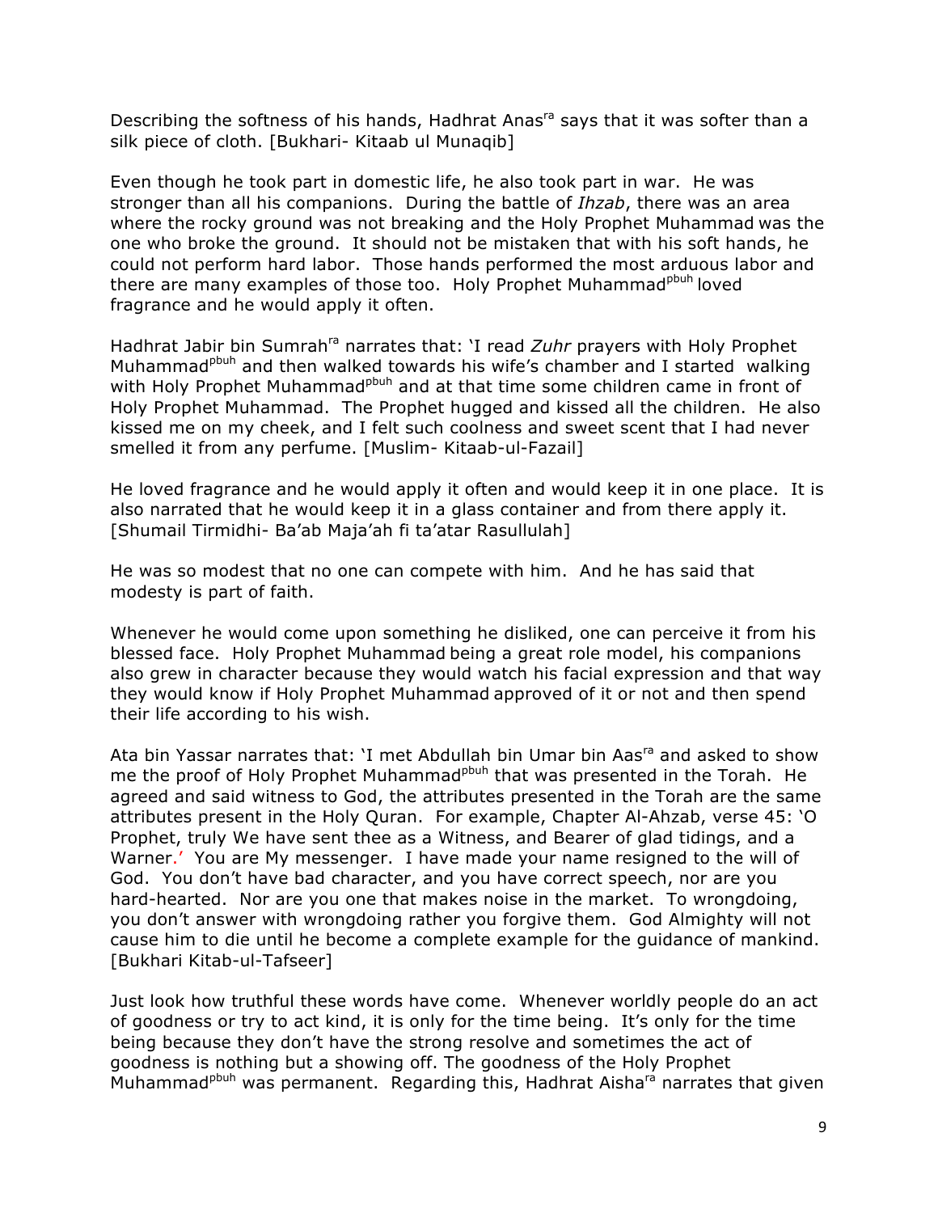Describing the softness of his hands, Hadhrat Anas[ra] says that it was softer than a silk piece of cloth. [Bukhari- Kitaab ul Munaqib]

Even though he took part in domestic life, he also took part in war. He was stronger than all his companions. During the battle of *Ihzab*, there was an area where the rocky ground was not breaking and the Holy Prophet Muhammad was the one who broke the ground. It should not be mistaken that with his soft hands, he could not perform hard labor. Those hands performed the most arduous labor and there are many examples of those too. Holy Prophet Muhammad[pbuh] loved fragrance and he would apply it often.

Hadhrat Jabir bin Sumrah[ra] narrates that: 'I read *Zuhr* prayers with Holy Prophet Muhammad[pbuh] and then walked towards his wife's chamber and I started walking with Holy Prophet Muhammad[pbuh] and at that time some children came in front of Holy Prophet Muhammad. The Prophet hugged and kissed all the children. He also kissed me on my cheek, and I felt such coolness and sweet scent that I had never smelled it from any perfume. [Muslim- Kitaab-ul-Fazail]

He loved fragrance and he would apply it often and would keep it in one place. It is also narrated that he would keep it in a glass container and from there apply it. [Shumail Tirmidhi- Ba'ab Maja'ah fi ta'atar Rasullulah]

He was so modest that no one can compete with him. And he has said that modesty is part of faith.

Whenever he would come upon something he disliked, one can perceive it from his blessed face. Holy Prophet Muhammad being a great role model, his companions also grew in character because they would watch his facial expression and that way they would know if Holy Prophet Muhammad approved of it or not and then spend their life according to his wish.

Ata bin Yassar narrates that: 'I met Abdullah bin Umar bin Aas[ra] and asked to show me the proof of Holy Prophet Muhammad[pbuh] that was presented in the Torah. He agreed and said witness to God, the attributes presented in the Torah are the same attributes present in the Holy Quran. For example, Chapter Al-Ahzab, verse 45: 'O Prophet, truly We have sent thee as a Witness, and Bearer of glad tidings, and a Warner.' You are My messenger. I have made your name resigned to the will of God. You don't have bad character, and you have correct speech, nor are you hard-hearted. Nor are you one that makes noise in the market. To wrongdoing, you don't answer with wrongdoing rather you forgive them. God Almighty will not cause him to die until he become a complete example for the guidance of mankind. [Bukhari Kitab-ul-Tafseer]

Just look how truthful these words have come. Whenever worldly people do an act of goodness or try to act kind, it is only for the time being. It's only for the time being because they don't have the strong resolve and sometimes the act of goodness is nothing but a showing off. The goodness of the Holy Prophet Muhammad[pbuh] was permanent. Regarding this, Hadhrat Aisha[ra] narrates that given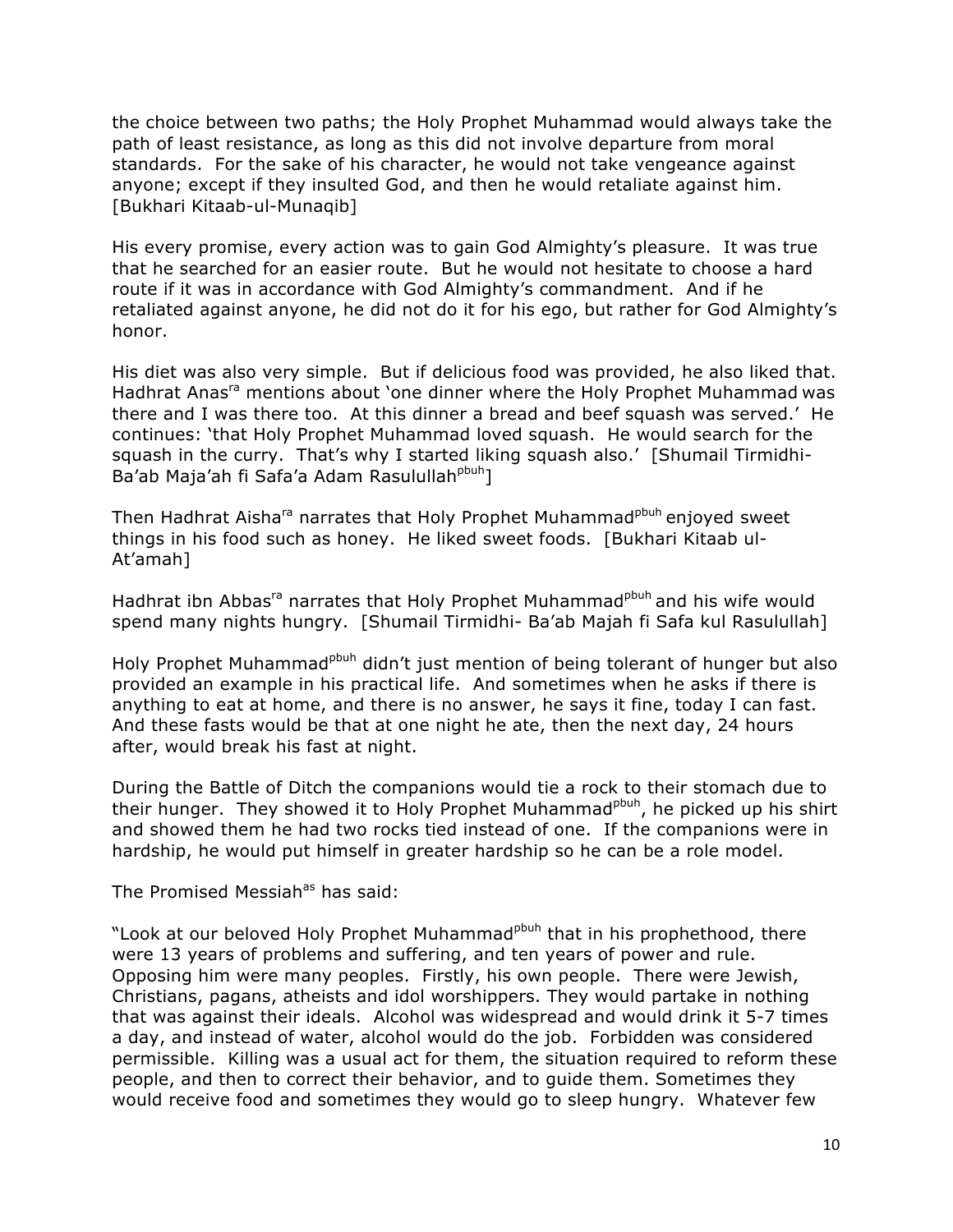the choice between two paths; the Holy Prophet Muhammad would always take the path of least resistance, as long as this did not involve departure from moral standards. For the sake of his character, he would not take vengeance against anyone; except if they insulted God, and then he would retaliate against him. [Bukhari Kitaab-ul-Munaqib]

His every promise, every action was to gain God Almighty's pleasure. It was true that he searched for an easier route. But he would not hesitate to choose a hard route if it was in accordance with God Almighty's commandment. And if he retaliated against anyone, he did not do it for his ego, but rather for God Almighty's honor.

His diet was also very simple. But if delicious food was provided, he also liked that. Hadhrat Anas[ra] mentions about 'one dinner where the Holy Prophet Muhammad was there and I was there too. At this dinner a bread and beef squash was served.' He continues: 'that Holy Prophet Muhammad loved squash. He would search for the squash in the curry. That's why I started liking squash also.' [Shumail Tirmidhi- Ba'ab Maja'ah fi Safa'a Adam Rasulullah[pbuh]]

Then Hadhrat Aisha[ra] narrates that Holy Prophet Muhammad[pbuh] enjoyed sweet things in his food such as honey. He liked sweet foods. [Bukhari Kitaab ul-At'amah]

Hadhrat ibn Abbas[ra] narrates that Holy Prophet Muhammad[pbuh] and his wife would spend many nights hungry. [Shumail Tirmidhi- Ba'ab Majah fi Safa kul Rasulullah]

Holy Prophet Muhammad[pbuh] didn't just mention of being tolerant of hunger but also provided an example in his practical life. And sometimes when he asks if there is anything to eat at home, and there is no answer, he says it fine, today I can fast. And these fasts would be that at one night he ate, then the next day, 24 hours after, would break his fast at night.

During the Battle of Ditch the companions would tie a rock to their stomach due to their hunger. They showed it to Holy Prophet Muhammad[pbuh], he picked up his shirt and showed them he had two rocks tied instead of one. If the companions were in hardship, he would put himself in greater hardship so he can be a role model.

The Promised Messiah[as] has said:

"Look at our beloved Holy Prophet Muhammad[pbuh] that in his prophethood, there were 13 years of problems and suffering, and ten years of power and rule. Opposing him were many peoples. Firstly, his own people. There were Jewish, Christians, pagans, atheists and idol worshippers. They would partake in nothing that was against their ideals. Alcohol was widespread and would drink it 5-7 times a day, and instead of water, alcohol would do the job. Forbidden was considered permissible. Killing was a usual act for them, the situation required to reform these people, and then to correct their behavior, and to guide them. Sometimes they would receive food and sometimes they would go to sleep hungry. Whatever few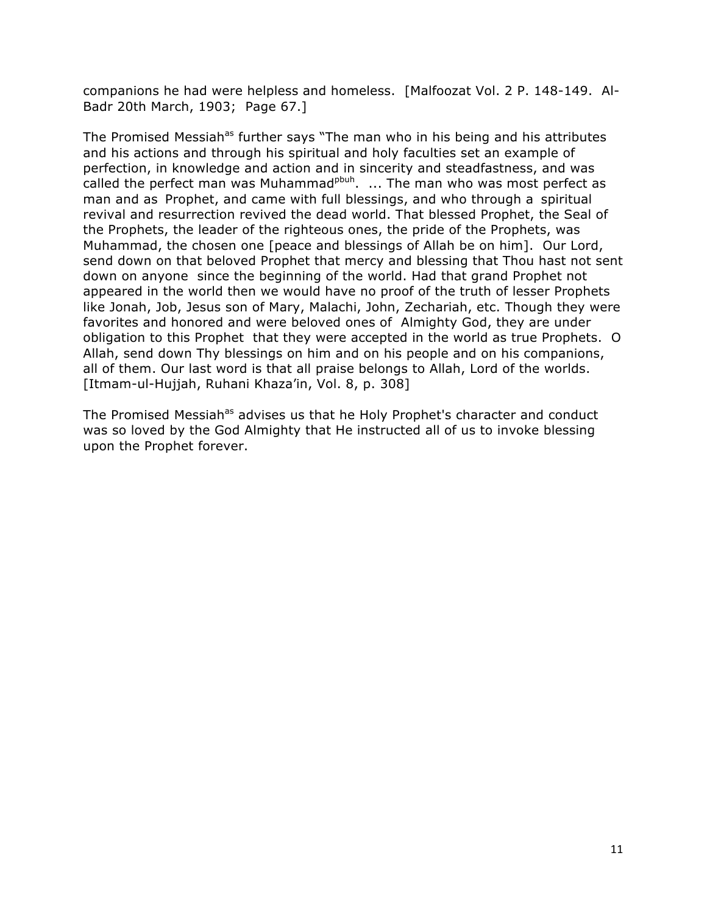companions he had were helpless and homeless. [Malfoozat Vol. 2 P. 148-149. Al-Badr 20th March, 1903; Page 67.]

The Promised Messiah[as] further says "The man who in his being and his attributes and his actions and through his spiritual and holy faculties set an example of perfection, in knowledge and action and in sincerity and steadfastness, and was called the perfect man was Muhammad[pbuh]. ... The man who was most perfect as man and as Prophet, and came with full blessings, and who through a spiritual revival and resurrection revived the dead world. That blessed Prophet, the Seal of the Prophets, the leader of the righteous ones, the pride of the Prophets, was Muhammad, the chosen one [peace and blessings of Allah be on him]. Our Lord, send down on that beloved Prophet that mercy and blessing that Thou hast not sent down on anyone since the beginning of the world. Had that grand Prophet not appeared in the world then we would have no proof of the truth of lesser Prophets like Jonah, Job, Jesus son of Mary, Malachi, John, Zechariah, etc. Though they were favorites and honored and were beloved ones of Almighty God, they are under obligation to this Prophet that they were accepted in the world as true Prophets. O Allah, send down Thy blessings on him and on his people and on his companions, all of them. Our last word is that all praise belongs to Allah, Lord of the worlds. [Itmam-ul-Hujjah, Ruhani Khaza'in, Vol. 8, p. 308]

The Promised Messiah[as] advises us that he Holy Prophet's character and conduct was so loved by the God Almighty that He instructed all of us to invoke blessing upon the Prophet forever.